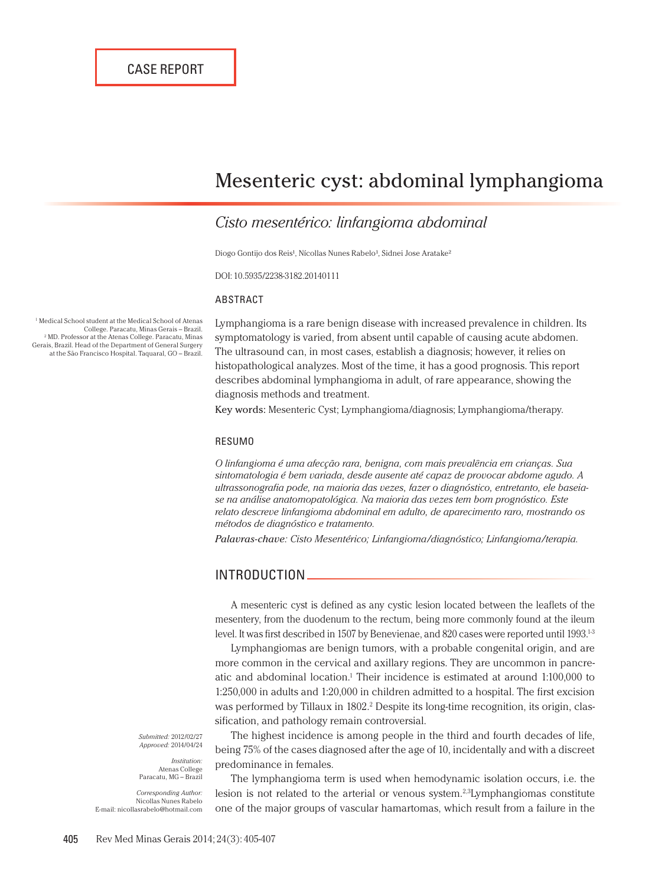CASE REPORT

# Mesenteric cyst: abdominal lymphangioma

## *Cisto mesentérico: linfangioma abdominal*

Diogo Gontijo dos Reis[1], Nícollas Nunes Rabelo[1], Sidnei Jose Aratake[2]

DOI: 10.5935/2238-3182.20140111

[1] Medical School student at the Medical School of Atenas College. Paracatu, Minas Gerais – Brazil.
[2] MD. Professor at the Atenas College. Paracatu, Minas Gerais, Brazil. Head of the Department of General Surgery at the São Francisco Hospital. Taquaral, GO – Brazil.

### ABSTRACT

Lymphangioma is a rare benign disease with increased prevalence in children. Its symptomatology is varied, from absent until capable of causing acute abdomen. The ultrasound can, in most cases, establish a diagnosis; however, it relies on histopathological analyzes. Most of the time, it has a good prognosis. This report describes abdominal lymphangioma in adult, of rare appearance, showing the diagnosis methods and treatment.

**Key words:** Mesenteric Cyst; Lymphangioma/diagnosis; Lymphangioma/therapy.

### RESUMO

*O linfangioma é uma afecção rara, benigna, com mais prevalência em crianças. Sua sintomatologia é bem variada, desde ausente até capaz de provocar abdome agudo. A ultrassonografia pode, na maioria das vezes, fazer o diagnóstico, entretanto, ele baseia-se na análise anatomopatológica. Na maioria das vezes tem bom prognóstico. Este relato descreve linfangioma abdominal em adulto, de aparecimento raro, mostrando os métodos de diagnóstico e tratamento.*

***Palavras-chave:*** *Cisto Mesentérico; Linfangioma/diagnóstico; Linfangioma/terapia.*

*Submitted:* 2012/02/27
*Approved:* 2014/04/24

*Institution:*
Atenas College
Paracatu, MG – Brazil

*Corresponding Author:*
Nicollas Nunes Rabelo
E-mail: nicollasrabelo@hotmail.com

## INTRODUCTION

A mesenteric cyst is defined as any cystic lesion located between the leaflets of the mesentery, from the duodenum to the rectum, being more commonly found at the ileum level. It was first described in 1507 by Benevienae, and 820 cases were reported until 1993.[1-3]

Lymphangiomas are benign tumors, with a probable congenital origin, and are more common in the cervical and axillary regions. They are uncommon in pancreatic and abdominal location.[1] Their incidence is estimated at around 1:100,000 to 1:250,000 in adults and 1:20,000 in children admitted to a hospital. The first excision was performed by Tillaux in 1802.[2] Despite its long-time recognition, its origin, classification, and pathology remain controversial.

The highest incidence is among people in the third and fourth decades of life, being 75% of the cases diagnosed after the age of 10, incidentally and with a discreet predominance in females.

The lymphangioma term is used when hemodynamic isolation occurs, i.e. the lesion is not related to the arterial or venous system.[2,3]Lymphangiomas constitute one of the major groups of vascular hamartomas, which result from a failure in the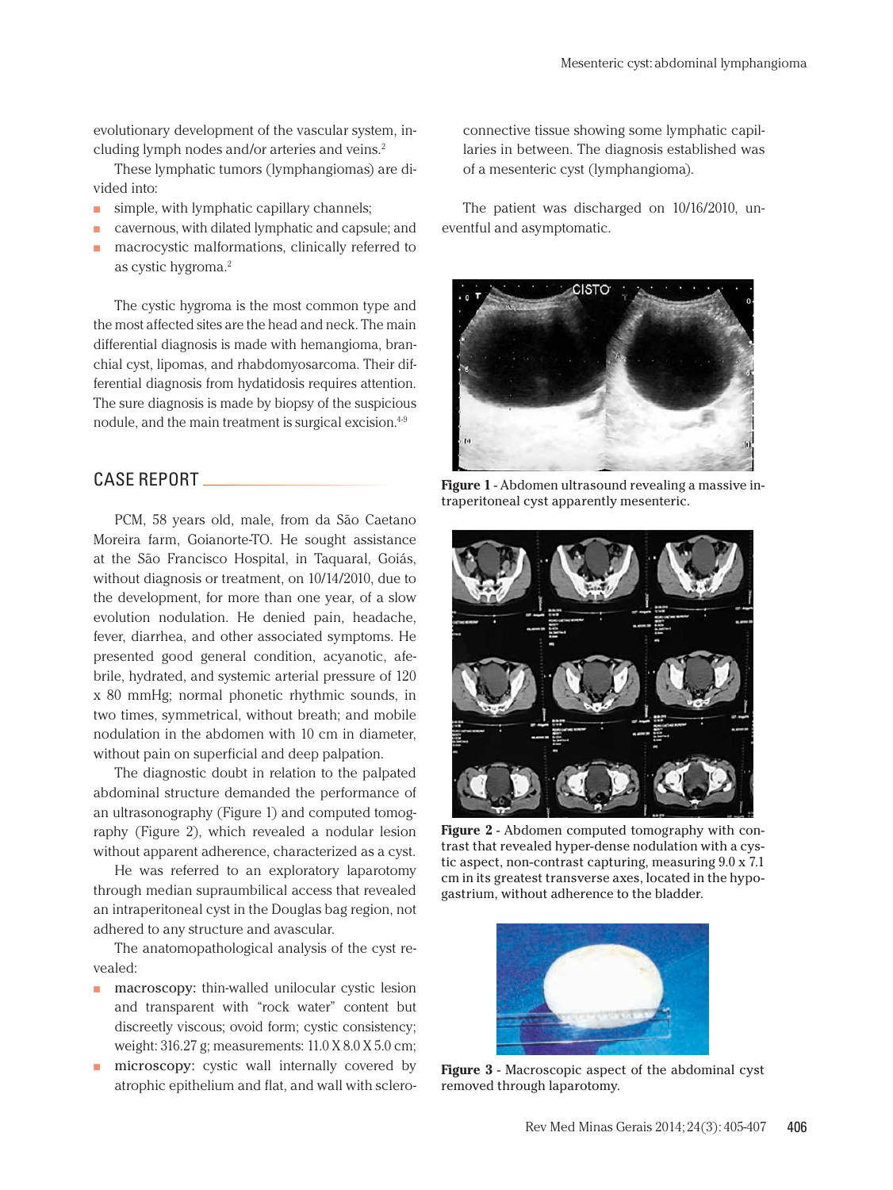evolutionary development of the vascular system, including lymph nodes and/or arteries and veins.[2]

These lymphatic tumors (lymphangiomas) are divided into:

- simple, with lymphatic capillary channels;
- cavernous, with dilated lymphatic and capsule; and
- macrocystic malformations, clinically referred to as cystic hygroma.[2]

The cystic hygroma is the most common type and the most affected sites are the head and neck. The main differential diagnosis is made with hemangioma, branchial cyst, lipomas, and rhabdomyosarcoma. Their differential diagnosis from hydatidosis requires attention. The sure diagnosis is made by biopsy of the suspicious nodule, and the main treatment is surgical excision.[4-9]

## CASE REPORT

PCM, 58 years old, male, from da São Caetano Moreira farm, Goianorte-TO. He sought assistance at the São Francisco Hospital, in Taquaral, Goiás, without diagnosis or treatment, on 10/14/2010, due to the development, for more than one year, of a slow evolution nodulation. He denied pain, headache, fever, diarrhea, and other associated symptoms. He presented good general condition, acyanotic, afebrile, hydrated, and systemic arterial pressure of 120 x 80 mmHg; normal phonetic rhythmic sounds, in two times, symmetrical, without breath; and mobile nodulation in the abdomen with 10 cm in diameter, without pain on superficial and deep palpation.

The diagnostic doubt in relation to the palpated abdominal structure demanded the performance of an ultrasonography (Figure 1) and computed tomography (Figure 2), which revealed a nodular lesion without apparent adherence, characterized as a cyst.

He was referred to an exploratory laparotomy through median supraumbilical access that revealed an intraperitoneal cyst in the Douglas bag region, not adhered to any structure and avascular.

The anatomopathological analysis of the cyst revealed:

- macroscopy: thin-walled unilocular cystic lesion and transparent with "rock water" content but discreetly viscous; ovoid form; cystic consistency; weight: 316.27 g; measurements: 11.0 X 8.0 X 5.0 cm;
- microscopy: cystic wall internally covered by atrophic epithelium and flat, and wall with sclero-connective tissue showing some lymphatic capillaries in between. The diagnosis established was of a mesenteric cyst (lymphangioma).

The patient was discharged on 10/16/2010, uneventful and asymptomatic.

**Figure 1** - Abdomen ultrasound revealing a massive intraperitoneal cyst apparently mesenteric.

**Figure 2** - Abdomen computed tomography with contrast that revealed hyper-dense nodulation with a cystic aspect, non-contrast capturing, measuring 9.0 x 7.1 cm in its greatest transverse axes, located in the hypogastrium, without adherence to the bladder.

**Figure 3** - Macroscopic aspect of the abdominal cyst removed through laparotomy.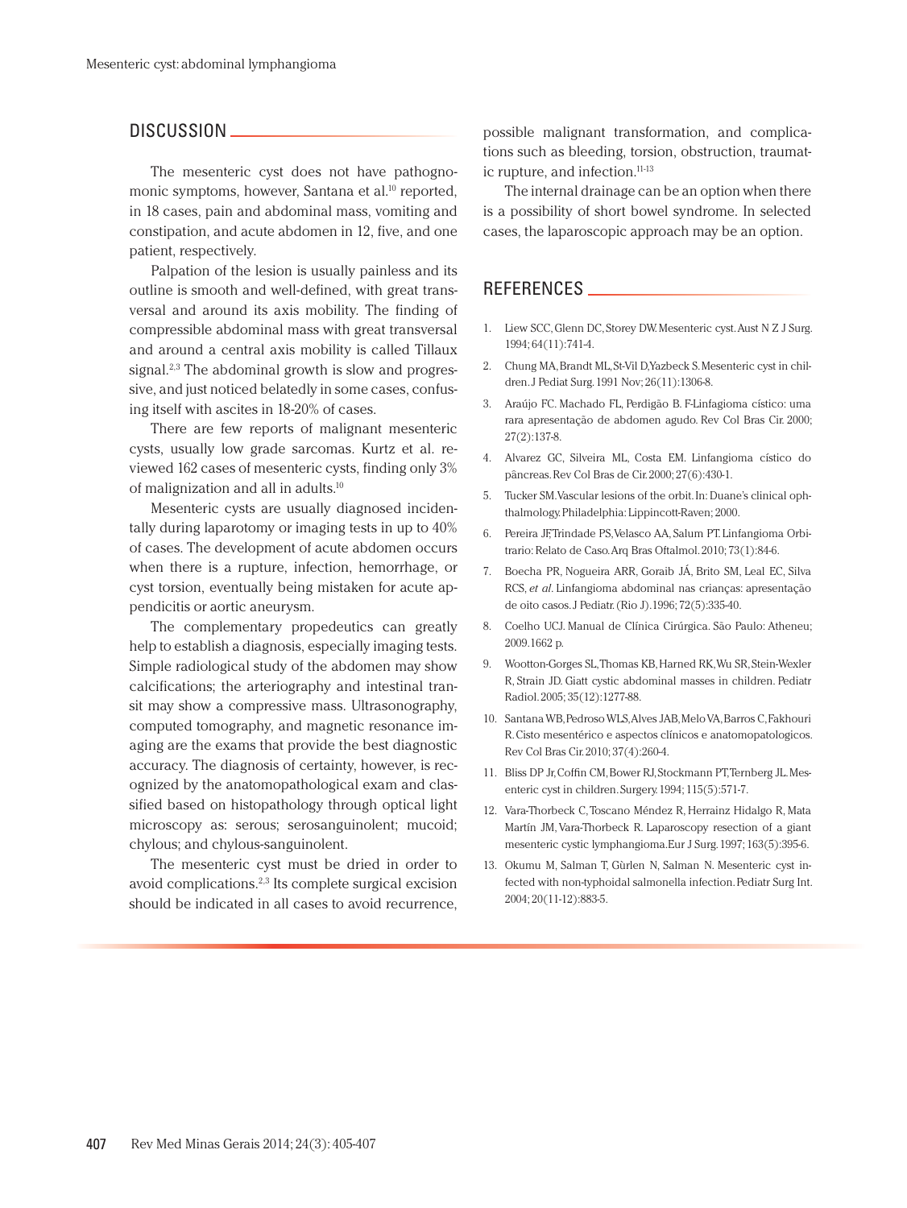## DISCUSSION

The mesenteric cyst does not have pathognomonic symptoms, however, Santana et al.[10] reported, in 18 cases, pain and abdominal mass, vomiting and constipation, and acute abdomen in 12, five, and one patient, respectively.

Palpation of the lesion is usually painless and its outline is smooth and well-defined, with great transversal and around its axis mobility. The finding of compressible abdominal mass with great transversal and around a central axis mobility is called Tillaux signal.[2,3] The abdominal growth is slow and progressive, and just noticed belatedly in some cases, confusing itself with ascites in 18-20% of cases.

There are few reports of malignant mesenteric cysts, usually low grade sarcomas. Kurtz et al. reviewed 162 cases of mesenteric cysts, finding only 3% of malignization and all in adults.[10]

Mesenteric cysts are usually diagnosed incidentally during laparotomy or imaging tests in up to 40% of cases. The development of acute abdomen occurs when there is a rupture, infection, hemorrhage, or cyst torsion, eventually being mistaken for acute appendicitis or aortic aneurysm.

The complementary propedeutics can greatly help to establish a diagnosis, especially imaging tests. Simple radiological study of the abdomen may show calcifications; the arteriography and intestinal transit may show a compressive mass. Ultrasonography, computed tomography, and magnetic resonance imaging are the exams that provide the best diagnostic accuracy. The diagnosis of certainty, however, is recognized by the anatomopathological exam and classified based on histopathology through optical light microscopy as: serous; serosanguinolent; mucoid; chylous; and chylous-sanguinolent.

The mesenteric cyst must be dried in order to avoid complications.[2,3] Its complete surgical excision should be indicated in all cases to avoid recurrence, possible malignant transformation, and complications such as bleeding, torsion, obstruction, traumatic rupture, and infection.[11-13]

The internal drainage can be an option when there is a possibility of short bowel syndrome. In selected cases, the laparoscopic approach may be an option.

## REFERENCES

1. Liew SCC, Glenn DC, Storey DW. Mesenteric cyst. Aust N Z J Surg. 1994; 64(11):741-4.
2. Chung MA, Brandt ML, St-Vil D, Yazbeck S. Mesenteric cyst in children. J Pediat Surg. 1991 Nov; 26(11):1306-8.
3. Araújo FC. Machado FL, Perdigão B. F-Linfagioma cístico: uma rara apresentação de abdomen agudo. Rev Col Bras Cir. 2000; 27(2):137-8.
4. Alvarez GC, Silveira ML, Costa EM. Linfangioma cístico do pâncreas. Rev Col Bras de Cir. 2000; 27(6):430-1.
5. Tucker SM. Vascular lesions of the orbit. In: Duane's clinical ophthalmology. Philadelphia: Lippincott-Raven; 2000.
6. Pereira JF, Trindade PS, Velasco AA, Salum PT. Linfangioma Orbitrario: Relato de Caso. Arq Bras Oftalmol. 2010; 73(1):84-6.
7. Boecha PR, Nogueira ARR, Goraib JÁ, Brito SM, Leal EC, Silva RCS, *et al*. Linfangioma abdominal nas crianças: apresentação de oito casos. J Pediatr. (Rio J). 1996; 72(5):335-40.
8. Coelho UCJ. Manual de Clínica Cirúrgica. São Paulo: Atheneu; 2009.1662 p.
9. Wootton-Gorges SL, Thomas KB, Harned RK, Wu SR, Stein-Wexler R, Strain JD. Giatt cystic abdominal masses in children. Pediatr Radiol. 2005; 35(12):1277-88.
10. Santana WB, Pedroso WLS, Alves JAB, Melo VA, Barros C, Fakhouri R. Cisto mesentérico e aspectos clínicos e anatomopatologicos. Rev Col Bras Cir. 2010; 37(4):260-4.
11. Bliss DP Jr, Coffin CM, Bower RJ, Stockmann PT, Ternberg JL. Mesenteric cyst in children. Surgery. 1994; 115(5):571-7.
12. Vara-Thorbeck C, Toscano Méndez R, Herrainz Hidalgo R, Mata Martín JM, Vara-Thorbeck R. Laparoscopy resection of a giant mesenteric cystic lymphangioma. Eur J Surg. 1997; 163(5):395-6.
13. Okumu M, Salman T, Gùrlen N, Salman N. Mesenteric cyst infected with non-typhoidal salmonella infection. Pediatr Surg Int. 2004; 20(11-12):883-5.